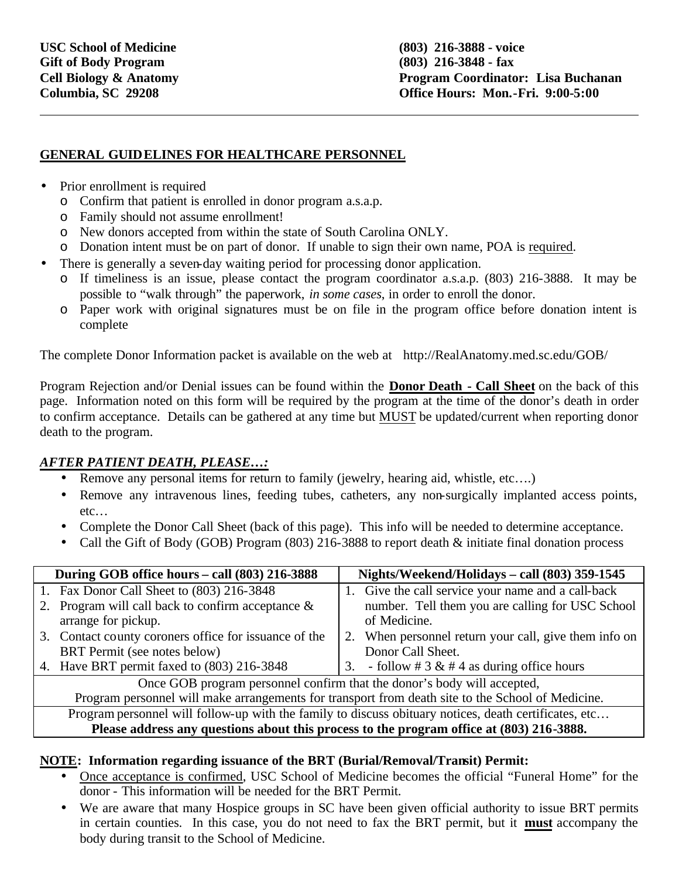**USC School of Medicine**
**Gift of Body Program**
**Cell Biology & Anatomy**
**Columbia, SC 29208**

**(803) 216-3888 - voice**
**(803) 216-3848 - fax**
**Program Coordinator: Lisa Buchanan**
**Office Hours: Mon.-Fri. 9:00-5:00**

---

## GENERAL GUIDELINES FOR HEALTHCARE PERSONNEL

- Prior enrollment is required
  - Confirm that patient is enrolled in donor program a.s.a.p.
  - Family should not assume enrollment!
  - New donors accepted from within the state of South Carolina ONLY.
  - Donation intent must be on part of donor. If unable to sign their own name, POA is required.
- There is generally a seven-day waiting period for processing donor application.
  - If timeliness is an issue, please contact the program coordinator a.s.a.p. (803) 216-3888. It may be possible to "walk through" the paperwork, *in some cases*, in order to enroll the donor.
  - Paper work with original signatures must be on file in the program office before donation intent is complete

The complete Donor Information packet is available on the web at http://RealAnatomy.med.sc.edu/GOB/

Program Rejection and/or Denial issues can be found within the **Donor Death - Call Sheet** on the back of this page. Information noted on this form will be required by the program at the time of the donor's death in order to confirm acceptance. Details can be gathered at any time but MUST be updated/current when reporting donor death to the program.

### *AFTER PATIENT DEATH, PLEASE…:*

- Remove any personal items for return to family (jewelry, hearing aid, whistle, etc….)
- Remove any intravenous lines, feeding tubes, catheters, any non-surgically implanted access points, etc…
- Complete the Donor Call Sheet (back of this page). This info will be needed to determine acceptance.
- Call the Gift of Body (GOB) Program (803) 216-3888 to report death & initiate final donation process

| During GOB office hours – call (803) 216-3888 | Nights/Weekend/Holidays – call (803) 359-1545 |
|---|---|
| 1. Fax Donor Call Sheet to (803) 216-3848<br>2. Program will call back to confirm acceptance & arrange for pickup.<br>3. Contact county coroners office for issuance of the BRT Permit (see notes below)<br>4. Have BRT permit faxed to (803) 216-3848 | 1. Give the call service your name and a call-back number. Tell them you are calling for USC School of Medicine.<br>2. When personnel return your call, give them info on Donor Call Sheet.<br>3. - follow # 3 & # 4 as during office hours |
| Once GOB program personnel confirm that the donor's body will accepted, Program personnel will make arrangements for transport from death site to the School of Medicine. | |
| Program personnel will follow-up with the family to discuss obituary notices, death certificates, etc… **Please address any questions about this process to the program office at (803) 216-3888.** | |

**NOTE: Information regarding issuance of the BRT (Burial/Removal/Transit) Permit:**

- Once acceptance is confirmed, USC School of Medicine becomes the official "Funeral Home" for the donor - This information will be needed for the BRT Permit.
- We are aware that many Hospice groups in SC have been given official authority to issue BRT permits in certain counties. In this case, you do not need to fax the BRT permit, but it **must** accompany the body during transit to the School of Medicine.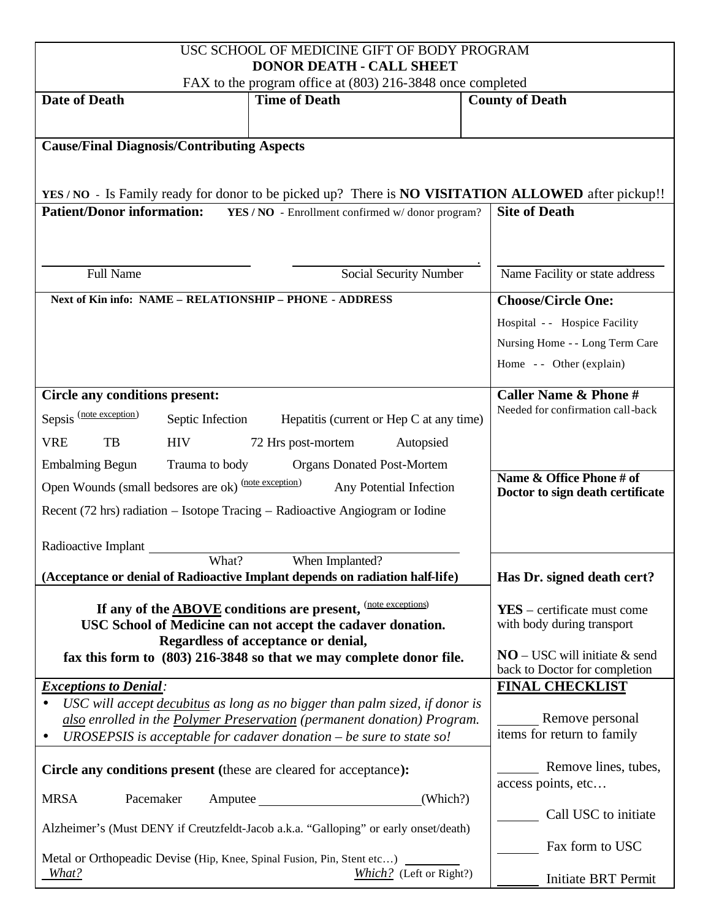USC SCHOOL OF MEDICINE GIFT OF BODY PROGRAM

**DONOR DEATH - CALL SHEET**

FAX to the program office at (803) 216-3848 once completed

| **Date of Death** | **Time of Death** | **County of Death** |
|---|---|---|
| | | |

**Cause/Final Diagnosis/Contributing Aspects**

**YES / NO** - Is Family ready for donor to be picked up? There is **NO VISITATION ALLOWED** after pickup!!

**Patient/Donor information:** **YES / NO** - Enrollment confirmed w/ donor program?

______________________ Full Name

______________________ Social Security Number

**Site of Death**

______________________ Name Facility or state address

**Next of Kin info: NAME – RELATIONSHIP – PHONE - ADDRESS**

**Choose/Circle One:**

Hospital - - Hospice Facility

Nursing Home - - Long Term Care

Home - - Other (explain)

**Circle any conditions present:**

Sepsis (note exception) Septic Infection Hepatitis (current or Hep C at any time)

VRE TB HIV 72 Hrs post-mortem Autopsied

Embalming Begun Trauma to body Organs Donated Post-Mortem

Open Wounds (small bedsores are ok) (note exception) Any Potential Infection

Recent (72 hrs) radiation – Isotope Tracing – Radioactive Angiogram or Iodine

Radioactive Implant ______________________
What? When Implanted?

**(Acceptance or denial of Radioactive Implant depends on radiation half-life)**

**Caller Name & Phone #**
Needed for confirmation call-back

**Name & Office Phone # of Doctor to sign death certificate**

**Has Dr. signed death cert?**

**YES** – certificate must come with body during transport

**NO** – USC will initiate & send back to Doctor for completion

**If any of the ABOVE conditions are present,** (note exceptions) **USC School of Medicine can not accept the cadaver donation. Regardless of acceptance or denial, fax this form to (803) 216-3848 so that we may complete donor file.**

***Exceptions to Denial:***

- *USC will accept decubitus as long as no bigger than palm sized, if donor is also enrolled in the Polymer Preservation (permanent donation) Program.*
- *UROSEPSIS is acceptable for cadaver donation – be sure to state so!*

**Circle any conditions present (**these are cleared for acceptance**):**

MRSA Pacemaker Amputee ______________________ (Which?)

Alzheimer's (Must DENY if Creutzfeldt-Jacob a.k.a. "Galloping" or early onset/death)

Metal or Orthopeadic Devise (Hip, Knee, Spinal Fusion, Pin, Stent etc…) ________
*What?* *Which?* (Left or Right?)

**FINAL CHECKLIST**

______ Remove personal items for return to family

______ Remove lines, tubes, access points, etc…

______ Call USC to initiate

______ Fax form to USC

______ Initiate BRT Permit